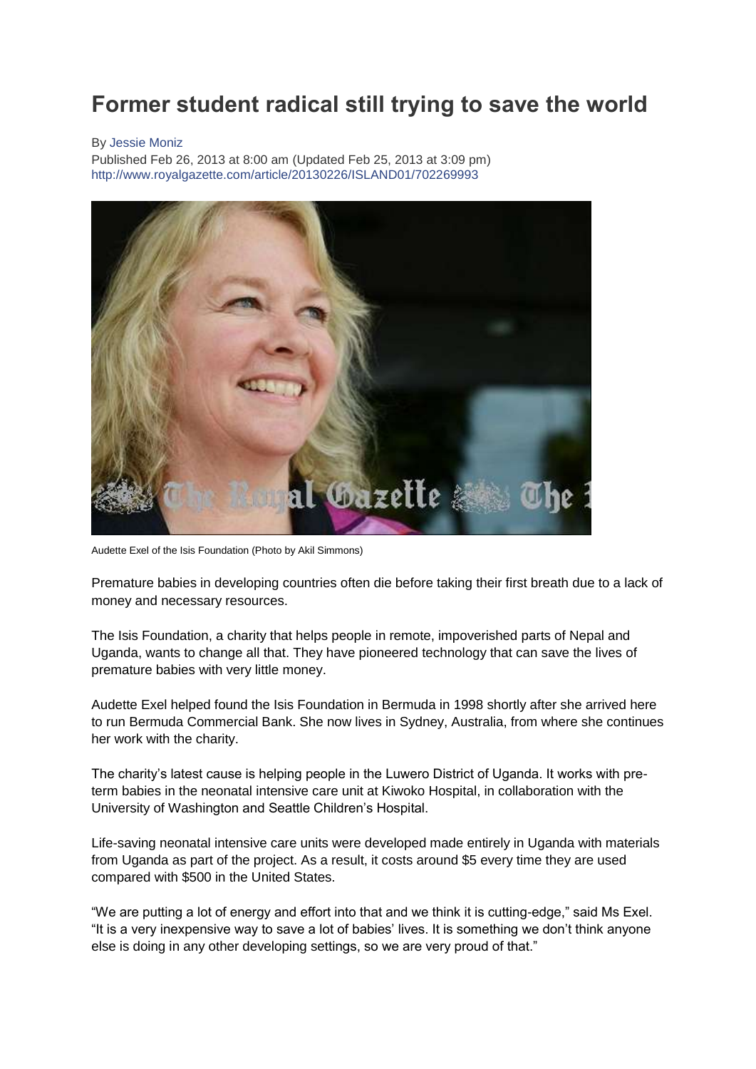# Former student radical still trying to save the world

By Jessie Moniz

Published Feb 26, 2013 at 8:00 am (Updated Feb 25, 2013 at 3:09 pm)

http://www.royalgazette.com/article/20130226/ISLAND01/702269993

Audette Exel of the Isis Foundation (Photo by Akil Simmons)

Premature babies in developing countries often die before taking their first breath due to a lack of money and necessary resources.

The Isis Foundation, a charity that helps people in remote, impoverished parts of Nepal and Uganda, wants to change all that. They have pioneered technology that can save the lives of premature babies with very little money.

Audette Exel helped found the Isis Foundation in Bermuda in 1998 shortly after she arrived here to run Bermuda Commercial Bank. She now lives in Sydney, Australia, from where she continues her work with the charity.

The charity's latest cause is helping people in the Luwero District of Uganda. It works with pre-term babies in the neonatal intensive care unit at Kiwoko Hospital, in collaboration with the University of Washington and Seattle Children's Hospital.

Life-saving neonatal intensive care units were developed made entirely in Uganda with materials from Uganda as part of the project. As a result, it costs around $5 every time they are used compared with $500 in the United States.

"We are putting a lot of energy and effort into that and we think it is cutting-edge," said Ms Exel. "It is a very inexpensive way to save a lot of babies' lives. It is something we don't think anyone else is doing in any other developing settings, so we are very proud of that."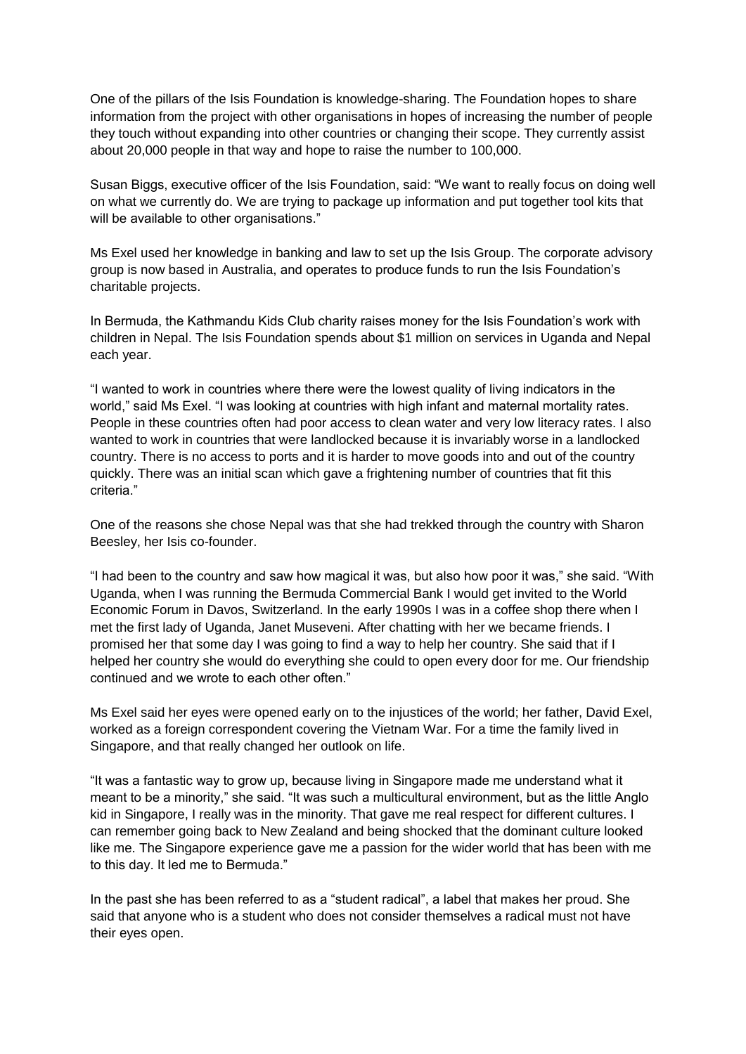One of the pillars of the Isis Foundation is knowledge-sharing. The Foundation hopes to share information from the project with other organisations in hopes of increasing the number of people they touch without expanding into other countries or changing their scope. They currently assist about 20,000 people in that way and hope to raise the number to 100,000.

Susan Biggs, executive officer of the Isis Foundation, said: "We want to really focus on doing well on what we currently do. We are trying to package up information and put together tool kits that will be available to other organisations."

Ms Exel used her knowledge in banking and law to set up the Isis Group. The corporate advisory group is now based in Australia, and operates to produce funds to run the Isis Foundation's charitable projects.

In Bermuda, the Kathmandu Kids Club charity raises money for the Isis Foundation's work with children in Nepal. The Isis Foundation spends about $1 million on services in Uganda and Nepal each year.

"I wanted to work in countries where there were the lowest quality of living indicators in the world," said Ms Exel. "I was looking at countries with high infant and maternal mortality rates. People in these countries often had poor access to clean water and very low literacy rates. I also wanted to work in countries that were landlocked because it is invariably worse in a landlocked country. There is no access to ports and it is harder to move goods into and out of the country quickly. There was an initial scan which gave a frightening number of countries that fit this criteria."

One of the reasons she chose Nepal was that she had trekked through the country with Sharon Beesley, her Isis co-founder.

"I had been to the country and saw how magical it was, but also how poor it was," she said. "With Uganda, when I was running the Bermuda Commercial Bank I would get invited to the World Economic Forum in Davos, Switzerland. In the early 1990s I was in a coffee shop there when I met the first lady of Uganda, Janet Museveni. After chatting with her we became friends. I promised her that some day I was going to find a way to help her country. She said that if I helped her country she would do everything she could to open every door for me. Our friendship continued and we wrote to each other often."

Ms Exel said her eyes were opened early on to the injustices of the world; her father, David Exel, worked as a foreign correspondent covering the Vietnam War. For a time the family lived in Singapore, and that really changed her outlook on life.

"It was a fantastic way to grow up, because living in Singapore made me understand what it meant to be a minority," she said. "It was such a multicultural environment, but as the little Anglo kid in Singapore, I really was in the minority. That gave me real respect for different cultures. I can remember going back to New Zealand and being shocked that the dominant culture looked like me. The Singapore experience gave me a passion for the wider world that has been with me to this day. It led me to Bermuda."

In the past she has been referred to as a "student radical", a label that makes her proud. She said that anyone who is a student who does not consider themselves a radical must not have their eyes open.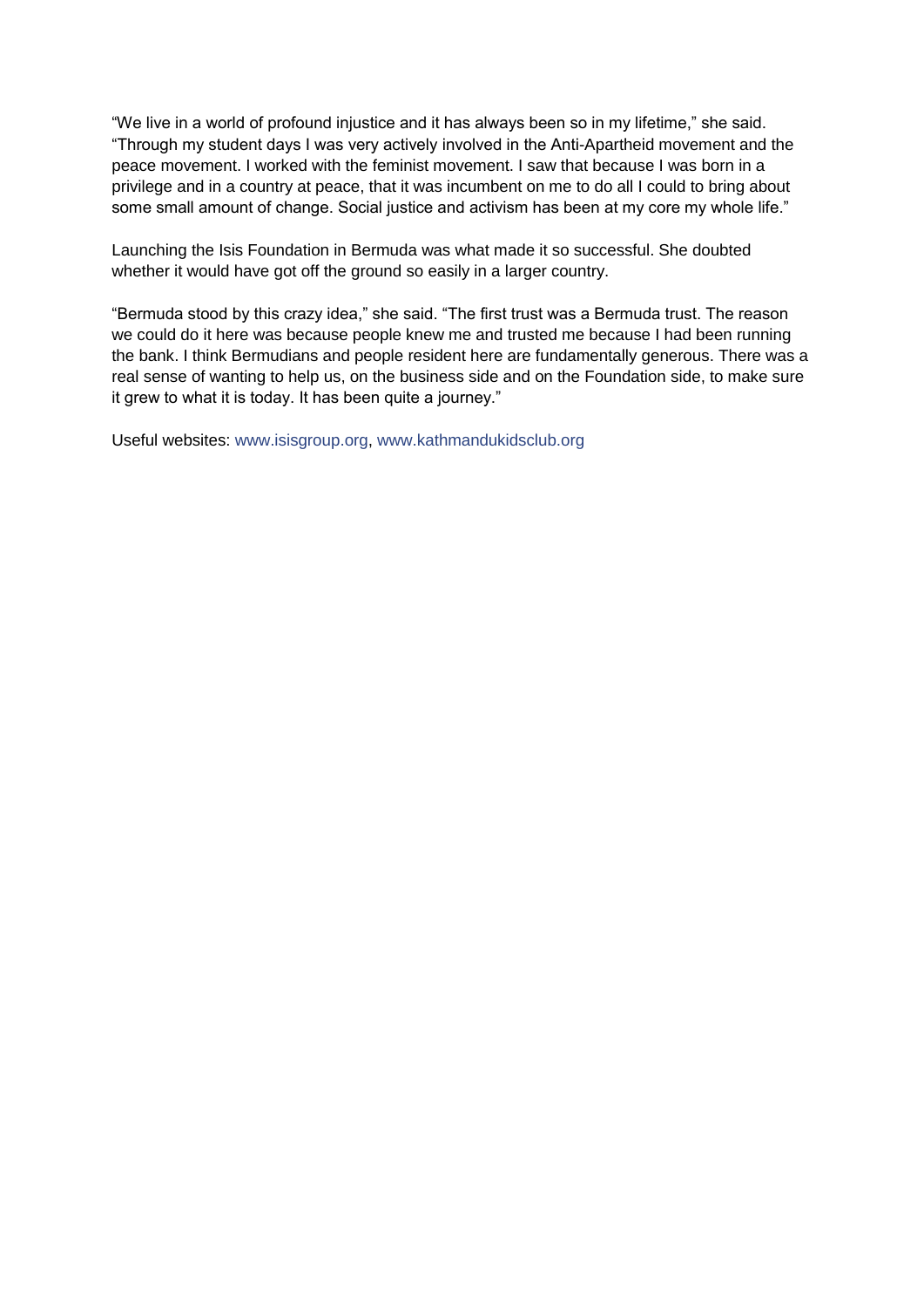"We live in a world of profound injustice and it has always been so in my lifetime," she said. "Through my student days I was very actively involved in the Anti-Apartheid movement and the peace movement. I worked with the feminist movement. I saw that because I was born in a privilege and in a country at peace, that it was incumbent on me to do all I could to bring about some small amount of change. Social justice and activism has been at my core my whole life."

Launching the Isis Foundation in Bermuda was what made it so successful. She doubted whether it would have got off the ground so easily in a larger country.

"Bermuda stood by this crazy idea," she said. "The first trust was a Bermuda trust. The reason we could do it here was because people knew me and trusted me because I had been running the bank. I think Bermudians and people resident here are fundamentally generous. There was a real sense of wanting to help us, on the business side and on the Foundation side, to make sure it grew to what it is today. It has been quite a journey."

Useful websites: www.isisgroup.org, www.kathmandukidsclub.org